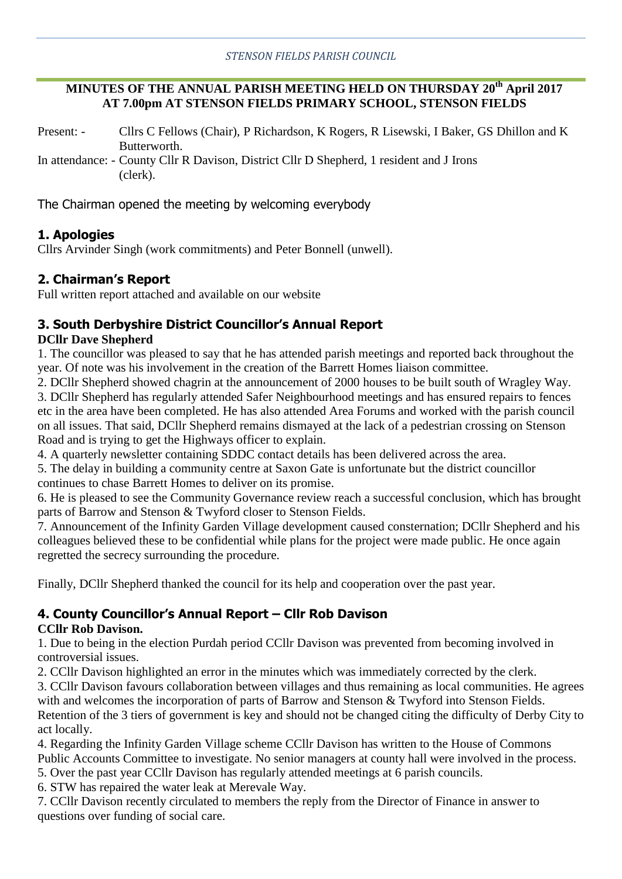*STENSON FIELDS PARISH COUNCIL*

**MINUTES OF THE ANNUAL PARISH MEETING HELD ON THURSDAY 20th April 2017 AT 7.00pm AT STENSON FIELDS PRIMARY SCHOOL, STENSON FIELDS**

Present: - Cllrs C Fellows (Chair), P Richardson, K Rogers, R Lisewski, I Baker, GS Dhillon and K Butterworth.

In attendance: - County Cllr R Davison, District Cllr D Shepherd, 1 resident and J Irons (clerk).

The Chairman opened the meeting by welcoming everybody

## 1. Apologies

Cllrs Arvinder Singh (work commitments) and Peter Bonnell (unwell).

## 2. Chairman's Report

Full written report attached and available on our website

## 3. South Derbyshire District Councillor's Annual Report

**DCllr Dave Shepherd**

1. The councillor was pleased to say that he has attended parish meetings and reported back throughout the year. Of note was his involvement in the creation of the Barrett Homes liaison committee.
2. DCllr Shepherd showed chagrin at the announcement of 2000 houses to be built south of Wragley Way.
3. DCllr Shepherd has regularly attended Safer Neighbourhood meetings and has ensured repairs to fences etc in the area have been completed. He has also attended Area Forums and worked with the parish council on all issues. That said, DCllr Shepherd remains dismayed at the lack of a pedestrian crossing on Stenson Road and is trying to get the Highways officer to explain.
4. A quarterly newsletter containing SDDC contact details has been delivered across the area.
5. The delay in building a community centre at Saxon Gate is unfortunate but the district councillor continues to chase Barrett Homes to deliver on its promise.
6. He is pleased to see the Community Governance review reach a successful conclusion, which has brought parts of Barrow and Stenson & Twyford closer to Stenson Fields.
7. Announcement of the Infinity Garden Village development caused consternation; DCllr Shepherd and his colleagues believed these to be confidential while plans for the project were made public. He once again regretted the secrecy surrounding the procedure.

Finally, DCllr Shepherd thanked the council for its help and cooperation over the past year.

## 4. County Councillor's Annual Report – Cllr Rob Davison

**CCllr Rob Davison.**

1. Due to being in the election Purdah period CCllr Davison was prevented from becoming involved in controversial issues.
2. CCllr Davison highlighted an error in the minutes which was immediately corrected by the clerk.
3. CCllr Davison favours collaboration between villages and thus remaining as local communities. He agrees with and welcomes the incorporation of parts of Barrow and Stenson & Twyford into Stenson Fields. Retention of the 3 tiers of government is key and should not be changed citing the difficulty of Derby City to act locally.
4. Regarding the Infinity Garden Village scheme CCllr Davison has written to the House of Commons Public Accounts Committee to investigate. No senior managers at county hall were involved in the process.
5. Over the past year CCllr Davison has regularly attended meetings at 6 parish councils.
6. STW has repaired the water leak at Merevale Way.
7. CCllr Davison recently circulated to members the reply from the Director of Finance in answer to questions over funding of social care.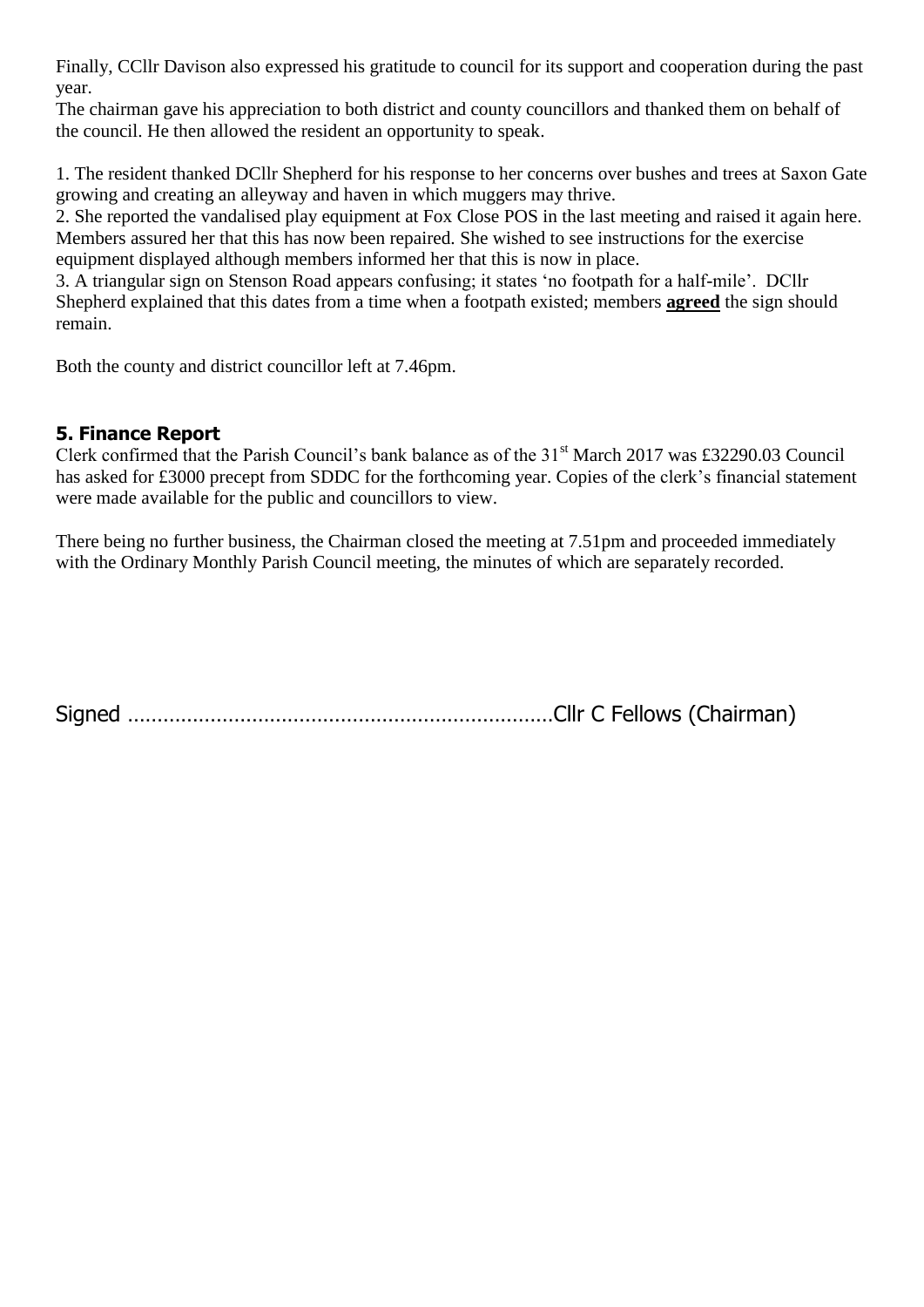Finally, CCllr Davison also expressed his gratitude to council for its support and cooperation during the past year.
The chairman gave his appreciation to both district and county councillors and thanked them on behalf of the council. He then allowed the resident an opportunity to speak.

1. The resident thanked DCllr Shepherd for his response to her concerns over bushes and trees at Saxon Gate growing and creating an alleyway and haven in which muggers may thrive.
2. She reported the vandalised play equipment at Fox Close POS in the last meeting and raised it again here. Members assured her that this has now been repaired. She wished to see instructions for the exercise equipment displayed although members informed her that this is now in place.
3. A triangular sign on Stenson Road appears confusing; it states 'no footpath for a half-mile'. DCllr Shepherd explained that this dates from a time when a footpath existed; members **agreed** the sign should remain.

Both the county and district councillor left at 7.46pm.

### 5. Finance Report

Clerk confirmed that the Parish Council's bank balance as of the 31st March 2017 was £32290.03 Council has asked for £3000 precept from SDDC for the forthcoming year. Copies of the clerk's financial statement were made available for the public and councillors to view.

There being no further business, the Chairman closed the meeting at 7.51pm and proceeded immediately with the Ordinary Monthly Parish Council meeting, the minutes of which are separately recorded.

Signed ........................................................................Cllr C Fellows (Chairman)